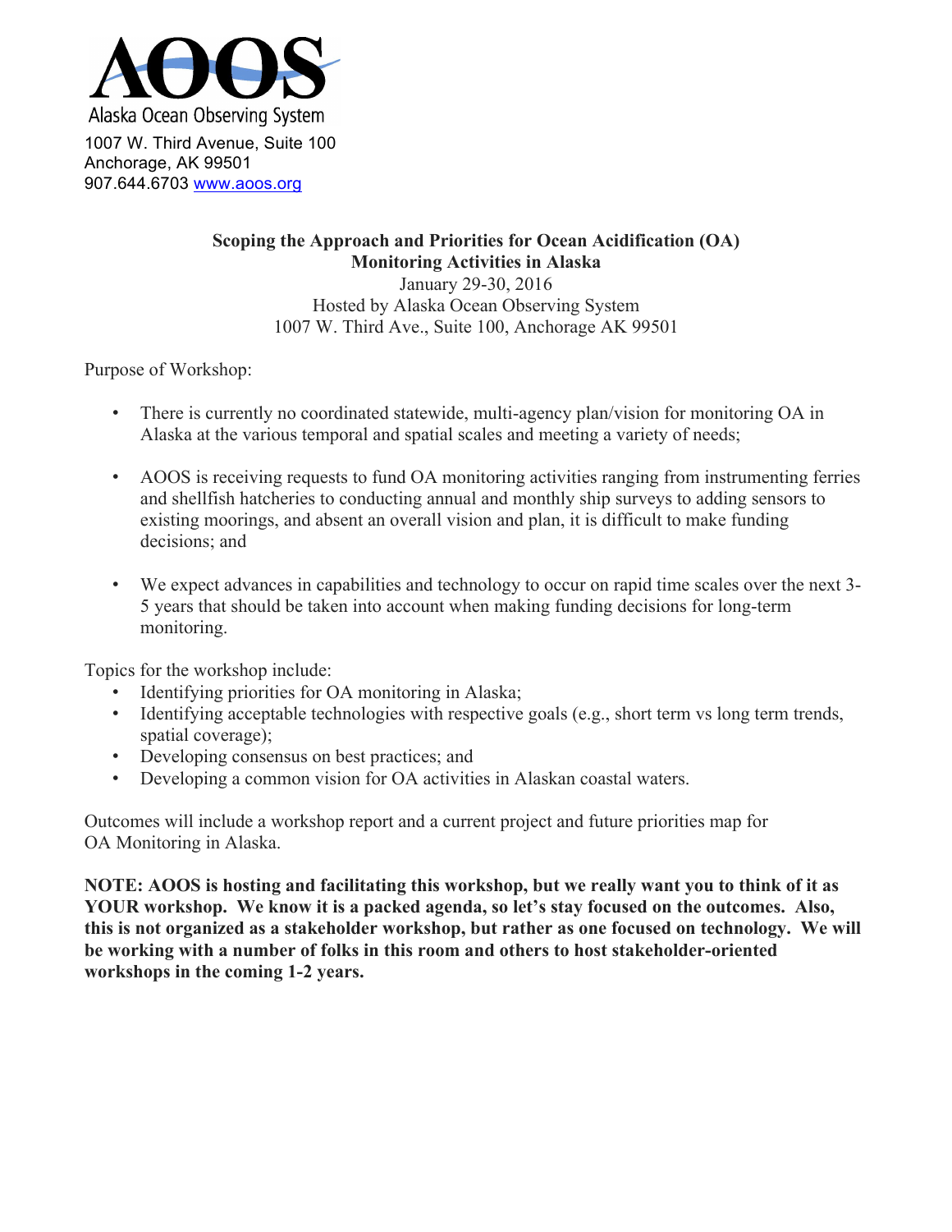AOOS
Alaska Ocean Observing System

1007 W. Third Avenue, Suite 100
Anchorage, AK 99501
907.644.6703 www.aoos.org

**Scoping the Approach and Priorities for Ocean Acidification (OA) Monitoring Activities in Alaska**

January 29-30, 2016
Hosted by Alaska Ocean Observing System
1007 W. Third Ave., Suite 100, Anchorage AK 99501

Purpose of Workshop:

- There is currently no coordinated statewide, multi-agency plan/vision for monitoring OA in Alaska at the various temporal and spatial scales and meeting a variety of needs;
- AOOS is receiving requests to fund OA monitoring activities ranging from instrumenting ferries and shellfish hatcheries to conducting annual and monthly ship surveys to adding sensors to existing moorings, and absent an overall vision and plan, it is difficult to make funding decisions; and
- We expect advances in capabilities and technology to occur on rapid time scales over the next 3-5 years that should be taken into account when making funding decisions for long-term monitoring.

Topics for the workshop include:

- Identifying priorities for OA monitoring in Alaska;
- Identifying acceptable technologies with respective goals (e.g., short term vs long term trends, spatial coverage);
- Developing consensus on best practices; and
- Developing a common vision for OA activities in Alaskan coastal waters.

Outcomes will include a workshop report and a current project and future priorities map for OA Monitoring in Alaska.

**NOTE: AOOS is hosting and facilitating this workshop, but we really want you to think of it as YOUR workshop. We know it is a packed agenda, so let's stay focused on the outcomes. Also, this is not organized as a stakeholder workshop, but rather as one focused on technology. We will be working with a number of folks in this room and others to host stakeholder-oriented workshops in the coming 1-2 years.**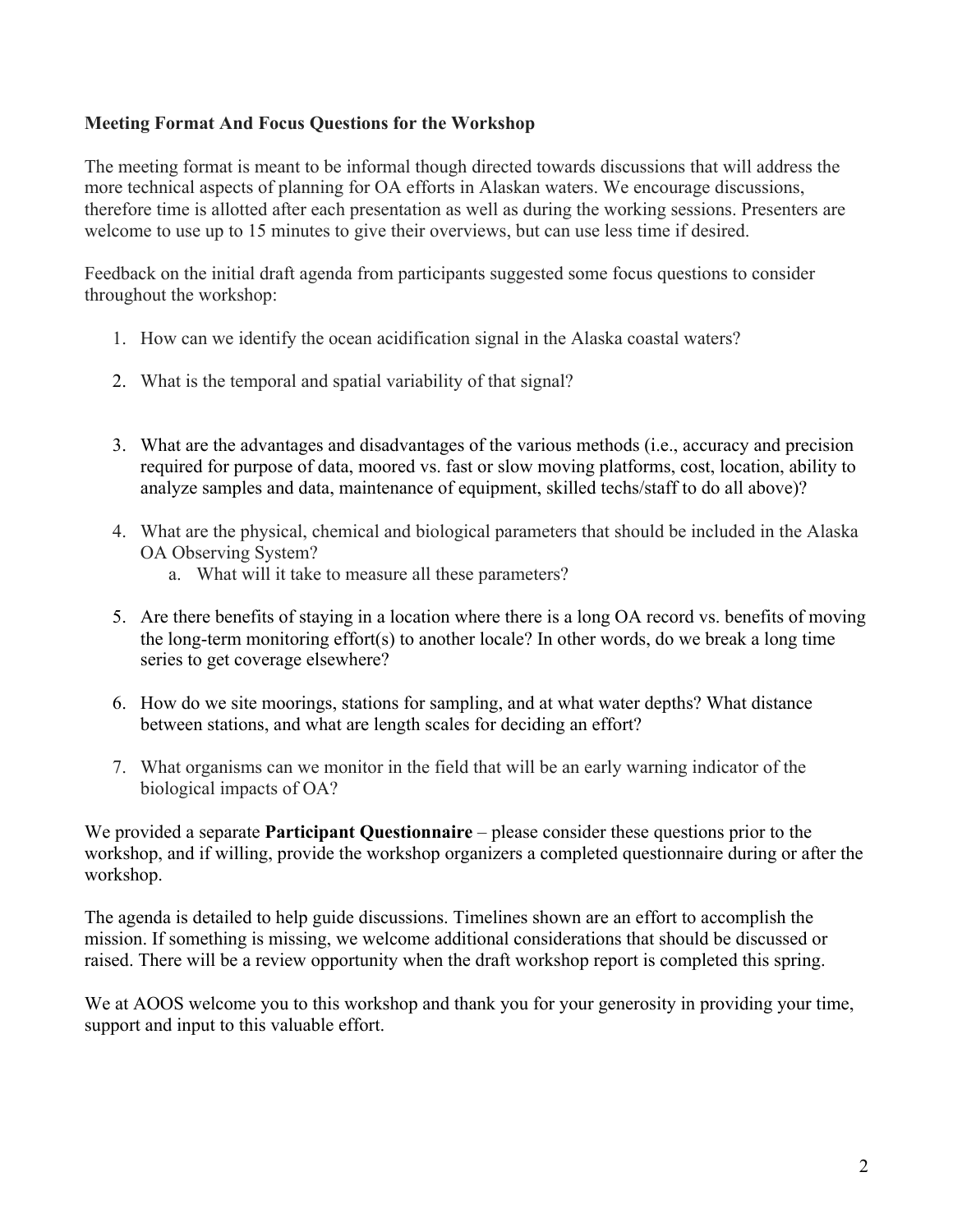**Meeting Format And Focus Questions for the Workshop**

The meeting format is meant to be informal though directed towards discussions that will address the more technical aspects of planning for OA efforts in Alaskan waters. We encourage discussions, therefore time is allotted after each presentation as well as during the working sessions. Presenters are welcome to use up to 15 minutes to give their overviews, but can use less time if desired.

Feedback on the initial draft agenda from participants suggested some focus questions to consider throughout the workshop:

1. How can we identify the ocean acidification signal in the Alaska coastal waters?
2. What is the temporal and spatial variability of that signal?
3. What are the advantages and disadvantages of the various methods (i.e., accuracy and precision required for purpose of data, moored vs. fast or slow moving platforms, cost, location, ability to analyze samples and data, maintenance of equipment, skilled techs/staff to do all above)?
4. What are the physical, chemical and biological parameters that should be included in the Alaska OA Observing System?
   a. What will it take to measure all these parameters?
5. Are there benefits of staying in a location where there is a long OA record vs. benefits of moving the long-term monitoring effort(s) to another locale? In other words, do we break a long time series to get coverage elsewhere?
6. How do we site moorings, stations for sampling, and at what water depths? What distance between stations, and what are length scales for deciding an effort?
7. What organisms can we monitor in the field that will be an early warning indicator of the biological impacts of OA?

We provided a separate **Participant Questionnaire** – please consider these questions prior to the workshop, and if willing, provide the workshop organizers a completed questionnaire during or after the workshop.

The agenda is detailed to help guide discussions. Timelines shown are an effort to accomplish the mission. If something is missing, we welcome additional considerations that should be discussed or raised. There will be a review opportunity when the draft workshop report is completed this spring.

We at AOOS welcome you to this workshop and thank you for your generosity in providing your time, support and input to this valuable effort.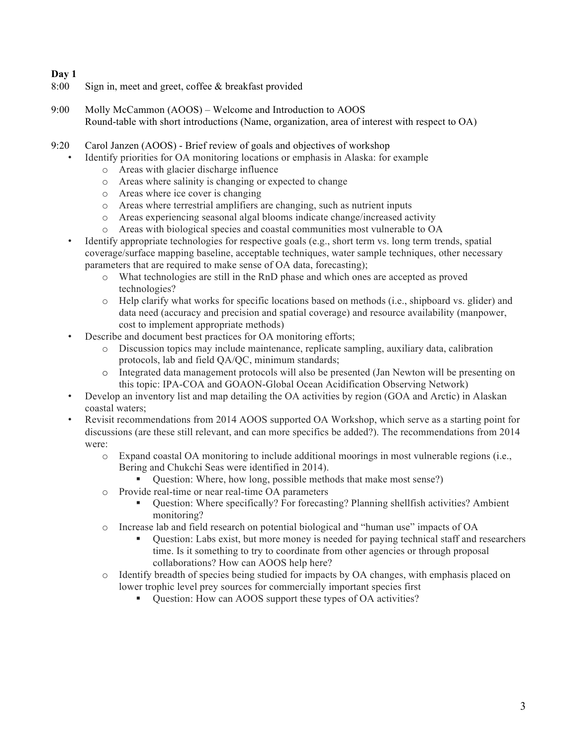**Day 1**

8:00 Sign in, meet and greet, coffee & breakfast provided

9:00 Molly McCammon (AOOS) – Welcome and Introduction to AOOS
Round-table with short introductions (Name, organization, area of interest with respect to OA)

9:20 Carol Janzen (AOOS) - Brief review of goals and objectives of workshop

- Identify priorities for OA monitoring locations or emphasis in Alaska: for example
  - Areas with glacier discharge influence
  - Areas where salinity is changing or expected to change
  - Areas where ice cover is changing
  - Areas where terrestrial amplifiers are changing, such as nutrient inputs
  - Areas experiencing seasonal algal blooms indicate change/increased activity
  - Areas with biological species and coastal communities most vulnerable to OA
- Identify appropriate technologies for respective goals (e.g., short term vs. long term trends, spatial coverage/surface mapping baseline, acceptable techniques, water sample techniques, other necessary parameters that are required to make sense of OA data, forecasting);
  - What technologies are still in the RnD phase and which ones are accepted as proved technologies?
  - Help clarify what works for specific locations based on methods (i.e., shipboard vs. glider) and data need (accuracy and precision and spatial coverage) and resource availability (manpower, cost to implement appropriate methods)
- Describe and document best practices for OA monitoring efforts;
  - Discussion topics may include maintenance, replicate sampling, auxiliary data, calibration protocols, lab and field QA/QC, minimum standards;
  - Integrated data management protocols will also be presented (Jan Newton will be presenting on this topic: IPA-COA and GOAON-Global Ocean Acidification Observing Network)
- Develop an inventory list and map detailing the OA activities by region (GOA and Arctic) in Alaskan coastal waters;
- Revisit recommendations from 2014 AOOS supported OA Workshop, which serve as a starting point for discussions (are these still relevant, and can more specifics be added?). The recommendations from 2014 were:
  - Expand coastal OA monitoring to include additional moorings in most vulnerable regions (i.e., Bering and Chukchi Seas were identified in 2014).
    - Question: Where, how long, possible methods that make most sense?)
  - Provide real-time or near real-time OA parameters
    - Question: Where specifically? For forecasting? Planning shellfish activities? Ambient monitoring?
  - Increase lab and field research on potential biological and "human use" impacts of OA
    - Question: Labs exist, but more money is needed for paying technical staff and researchers time. Is it something to try to coordinate from other agencies or through proposal collaborations? How can AOOS help here?
  - Identify breadth of species being studied for impacts by OA changes, with emphasis placed on lower trophic level prey sources for commercially important species first
    - Question: How can AOOS support these types of OA activities?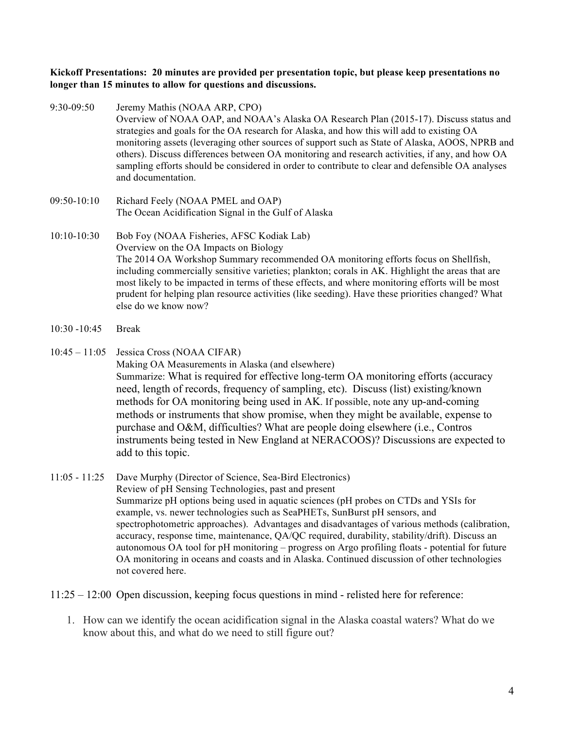**Kickoff Presentations: 20 minutes are provided per presentation topic, but please keep presentations no longer than 15 minutes to allow for questions and discussions.**

9:30-09:50 Jeremy Mathis (NOAA ARP, CPO)
Overview of NOAA OAP, and NOAA's Alaska OA Research Plan (2015-17). Discuss status and strategies and goals for the OA research for Alaska, and how this will add to existing OA monitoring assets (leveraging other sources of support such as State of Alaska, AOOS, NPRB and others). Discuss differences between OA monitoring and research activities, if any, and how OA sampling efforts should be considered in order to contribute to clear and defensible OA analyses and documentation.

09:50-10:10 Richard Feely (NOAA PMEL and OAP)
The Ocean Acidification Signal in the Gulf of Alaska

10:10-10:30 Bob Foy (NOAA Fisheries, AFSC Kodiak Lab)
Overview on the OA Impacts on Biology
The 2014 OA Workshop Summary recommended OA monitoring efforts focus on Shellfish, including commercially sensitive varieties; plankton; corals in AK. Highlight the areas that are most likely to be impacted in terms of these effects, and where monitoring efforts will be most prudent for helping plan resource activities (like seeding). Have these priorities changed? What else do we know now?

10:30 -10:45 Break

10:45 – 11:05 Jessica Cross (NOAA CIFAR)
Making OA Measurements in Alaska (and elsewhere)
Summarize: What is required for effective long-term OA monitoring efforts (accuracy need, length of records, frequency of sampling, etc). Discuss (list) existing/known methods for OA monitoring being used in AK. If possible, note any up-and-coming methods or instruments that show promise, when they might be available, expense to purchase and O&M, difficulties? What are people doing elsewhere (i.e., Contros instruments being tested in New England at NERACOOS)? Discussions are expected to add to this topic.

11:05 - 11:25 Dave Murphy (Director of Science, Sea-Bird Electronics)
Review of pH Sensing Technologies, past and present
Summarize pH options being used in aquatic sciences (pH probes on CTDs and YSIs for example, vs. newer technologies such as SeaPHETs, SunBurst pH sensors, and spectrophotometric approaches). Advantages and disadvantages of various methods (calibration, accuracy, response time, maintenance, QA/QC required, durability, stability/drift). Discuss an autonomous OA tool for pH monitoring – progress on Argo profiling floats - potential for future OA monitoring in oceans and coasts and in Alaska. Continued discussion of other technologies not covered here.

11:25 – 12:00 Open discussion, keeping focus questions in mind - relisted here for reference:

1. How can we identify the ocean acidification signal in the Alaska coastal waters? What do we know about this, and what do we need to still figure out?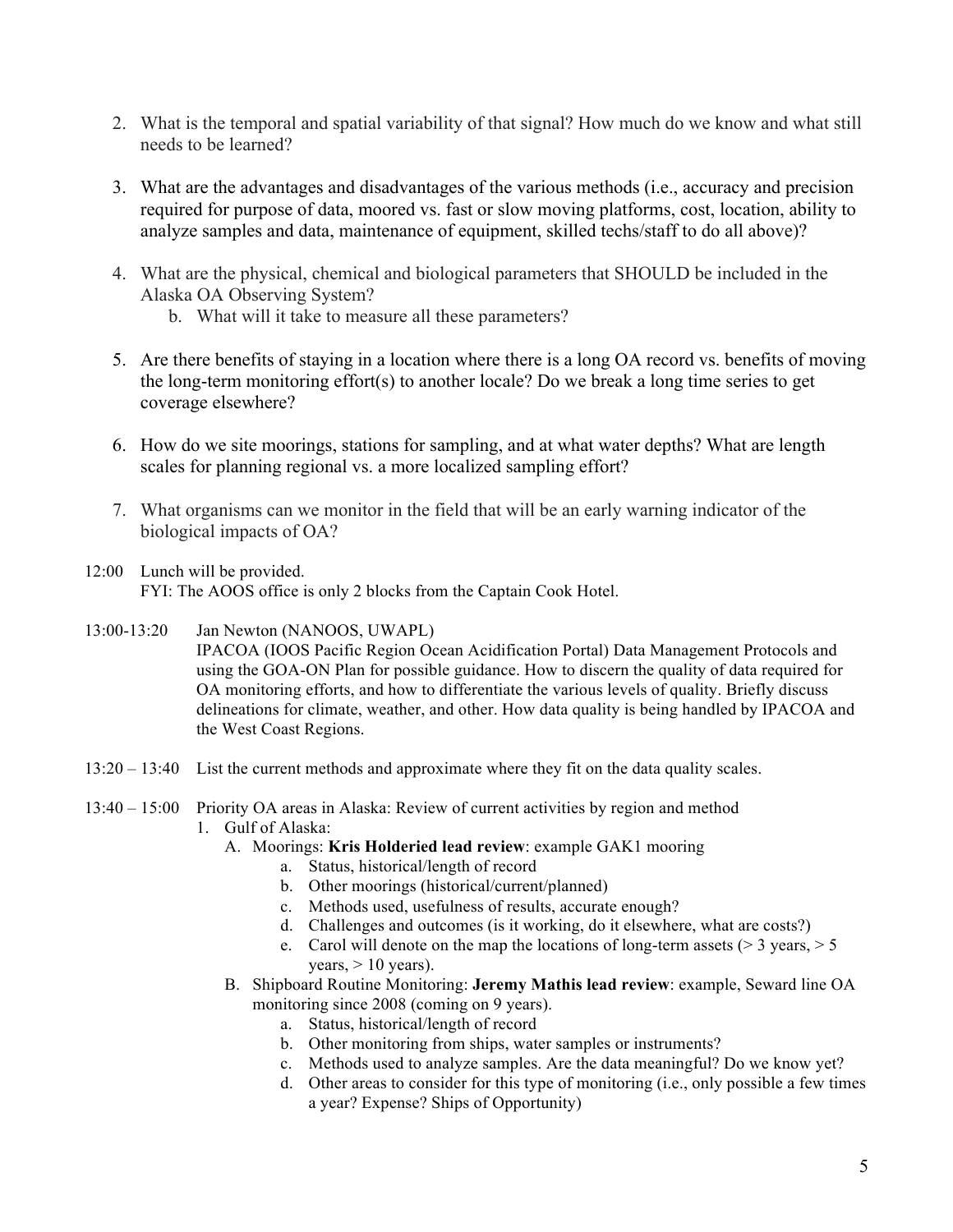2. What is the temporal and spatial variability of that signal? How much do we know and what still needs to be learned?

3. What are the advantages and disadvantages of the various methods (i.e., accuracy and precision required for purpose of data, moored vs. fast or slow moving platforms, cost, location, ability to analyze samples and data, maintenance of equipment, skilled techs/staff to do all above)?

4. What are the physical, chemical and biological parameters that SHOULD be included in the Alaska OA Observing System?
   b. What will it take to measure all these parameters?

5. Are there benefits of staying in a location where there is a long OA record vs. benefits of moving the long-term monitoring effort(s) to another locale? Do we break a long time series to get coverage elsewhere?

6. How do we site moorings, stations for sampling, and at what water depths? What are length scales for planning regional vs. a more localized sampling effort?

7. What organisms can we monitor in the field that will be an early warning indicator of the biological impacts of OA?

12:00 Lunch will be provided.
FYI: The AOOS office is only 2 blocks from the Captain Cook Hotel.

13:00-13:20 Jan Newton (NANOOS, UWAPL)
IPACOA (IOOS Pacific Region Ocean Acidification Portal) Data Management Protocols and using the GOA-ON Plan for possible guidance. How to discern the quality of data required for OA monitoring efforts, and how to differentiate the various levels of quality. Briefly discuss delineations for climate, weather, and other. How data quality is being handled by IPACOA and the West Coast Regions.

13:20 – 13:40 List the current methods and approximate where they fit on the data quality scales.

13:40 – 15:00 Priority OA areas in Alaska: Review of current activities by region and method

1. Gulf of Alaska:
   A. Moorings: **Kris Holderied lead review**: example GAK1 mooring
      a. Status, historical/length of record
      b. Other moorings (historical/current/planned)
      c. Methods used, usefulness of results, accurate enough?
      d. Challenges and outcomes (is it working, do it elsewhere, what are costs?)
      e. Carol will denote on the map the locations of long-term assets (> 3 years, > 5 years, > 10 years).
   B. Shipboard Routine Monitoring: **Jeremy Mathis lead review**: example, Seward line OA monitoring since 2008 (coming on 9 years).
      a. Status, historical/length of record
      b. Other monitoring from ships, water samples or instruments?
      c. Methods used to analyze samples. Are the data meaningful? Do we know yet?
      d. Other areas to consider for this type of monitoring (i.e., only possible a few times a year? Expense? Ships of Opportunity)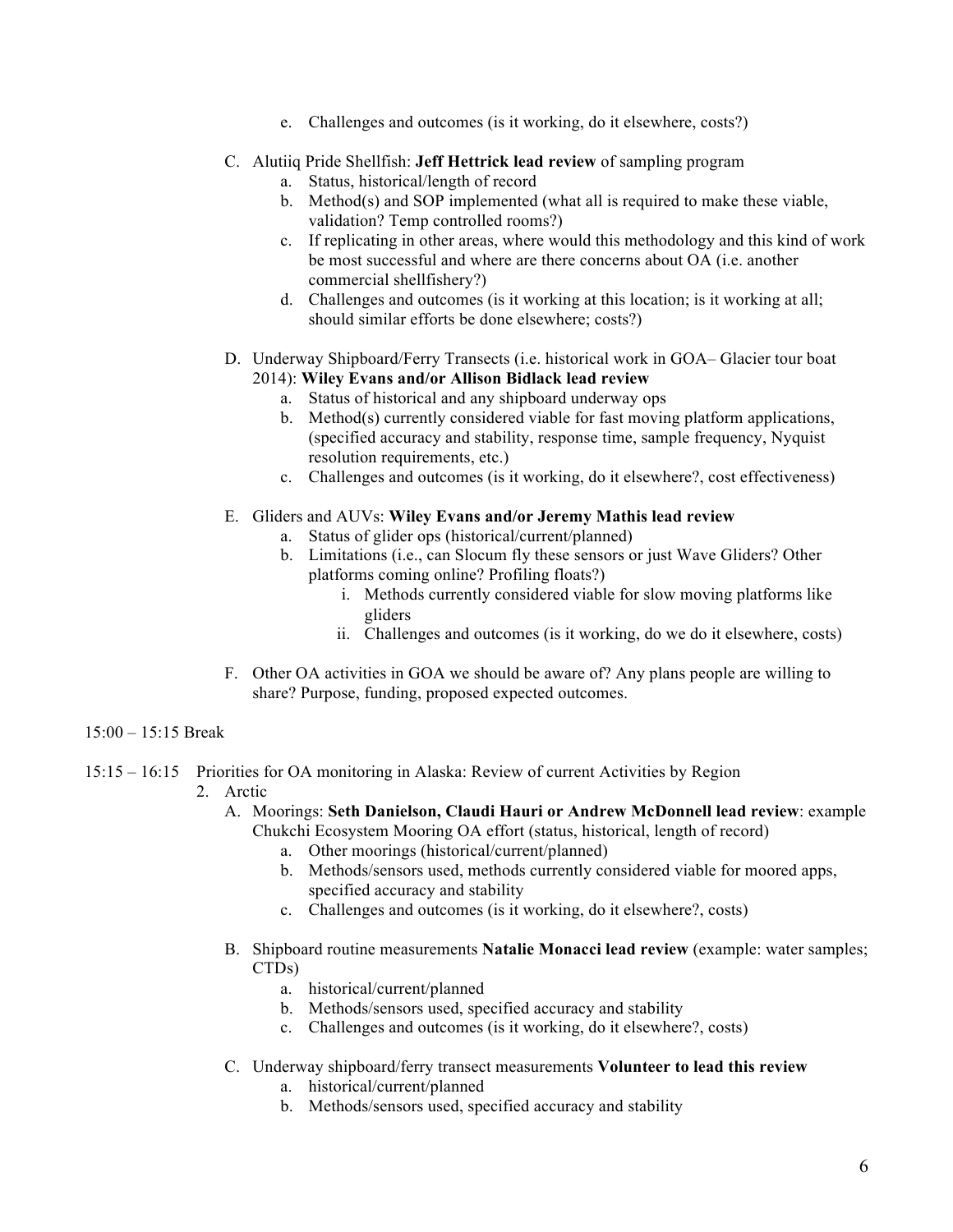e. Challenges and outcomes (is it working, do it elsewhere, costs?)

C. Alutiiq Pride Shellfish: **Jeff Hettrick lead review** of sampling program
   a. Status, historical/length of record
   b. Method(s) and SOP implemented (what all is required to make these viable, validation? Temp controlled rooms?)
   c. If replicating in other areas, where would this methodology and this kind of work be most successful and where are there concerns about OA (i.e. another commercial shellfishery?)
   d. Challenges and outcomes (is it working at this location; is it working at all; should similar efforts be done elsewhere; costs?)

D. Underway Shipboard/Ferry Transects (i.e. historical work in GOA– Glacier tour boat 2014): **Wiley Evans and/or Allison Bidlack lead review**
   a. Status of historical and any shipboard underway ops
   b. Method(s) currently considered viable for fast moving platform applications, (specified accuracy and stability, response time, sample frequency, Nyquist resolution requirements, etc.)
   c. Challenges and outcomes (is it working, do it elsewhere?, cost effectiveness)

E. Gliders and AUVs: **Wiley Evans and/or Jeremy Mathis lead review**
   a. Status of glider ops (historical/current/planned)
   b. Limitations (i.e., can Slocum fly these sensors or just Wave Gliders? Other platforms coming online? Profiling floats?)
      i. Methods currently considered viable for slow moving platforms like gliders
      ii. Challenges and outcomes (is it working, do we do it elsewhere, costs)

F. Other OA activities in GOA we should be aware of? Any plans people are willing to share? Purpose, funding, proposed expected outcomes.

15:00 – 15:15 Break

15:15 – 16:15 Priorities for OA monitoring in Alaska: Review of current Activities by Region

2. Arctic

   A. Moorings: **Seth Danielson, Claudi Hauri or Andrew McDonnell lead review**: example Chukchi Ecosystem Mooring OA effort (status, historical, length of record)
      a. Other moorings (historical/current/planned)
      b. Methods/sensors used, methods currently considered viable for moored apps, specified accuracy and stability
      c. Challenges and outcomes (is it working, do it elsewhere?, costs)

   B. Shipboard routine measurements **Natalie Monacci lead review** (example: water samples; CTDs)
      a. historical/current/planned
      b. Methods/sensors used, specified accuracy and stability
      c. Challenges and outcomes (is it working, do it elsewhere?, costs)

   C. Underway shipboard/ferry transect measurements **Volunteer to lead this review**
      a. historical/current/planned
      b. Methods/sensors used, specified accuracy and stability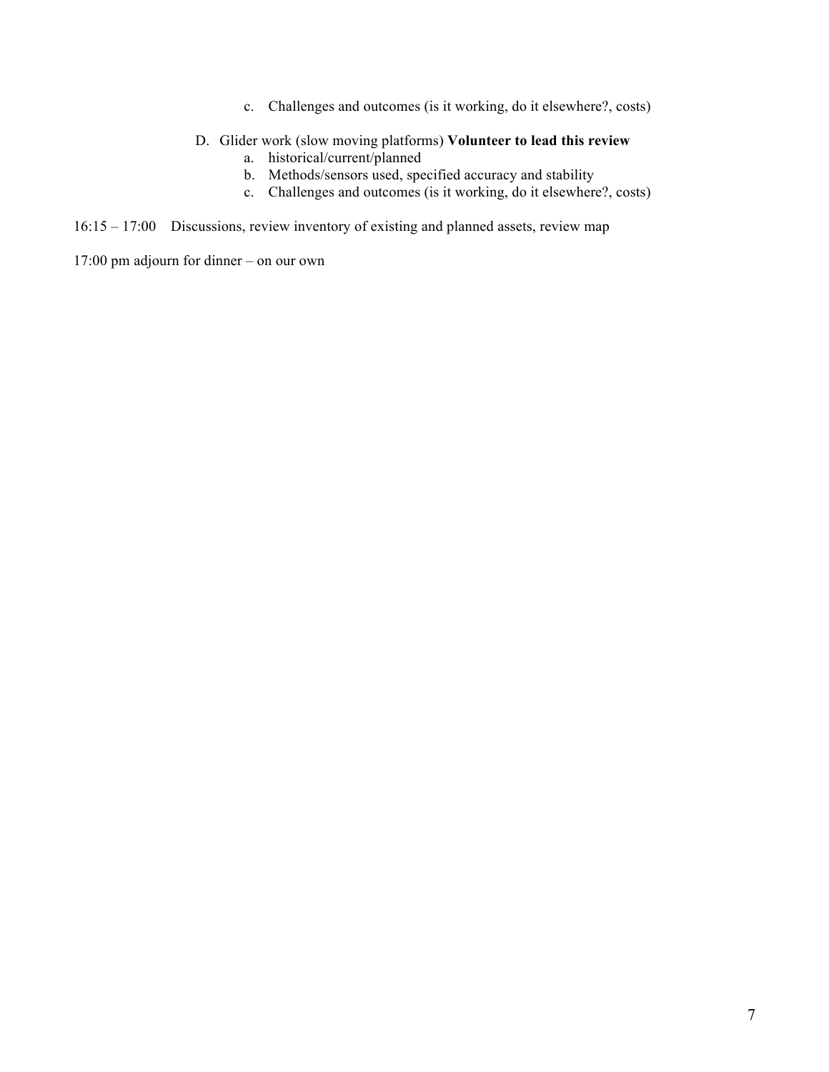c. Challenges and outcomes (is it working, do it elsewhere?, costs)

D. Glider work (slow moving platforms) **Volunteer to lead this review**
   a. historical/current/planned
   b. Methods/sensors used, specified accuracy and stability
   c. Challenges and outcomes (is it working, do it elsewhere?, costs)

16:15 – 17:00 Discussions, review inventory of existing and planned assets, review map

17:00 pm adjourn for dinner – on our own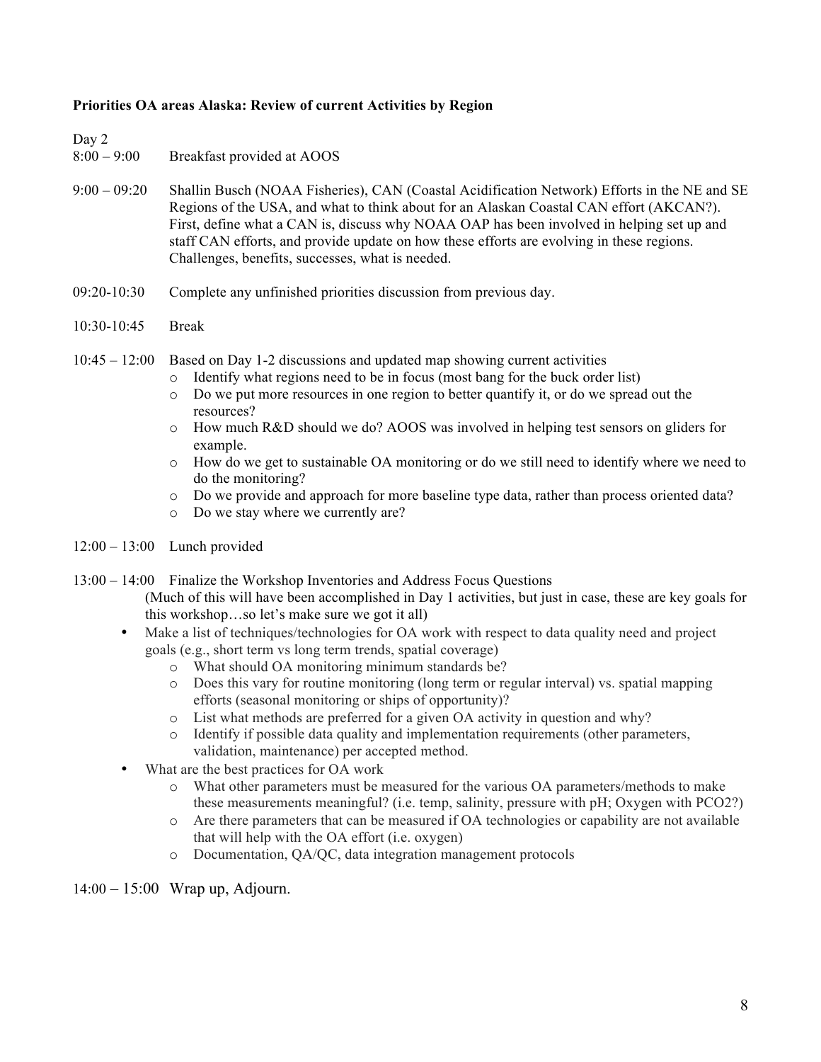**Priorities OA areas Alaska: Review of current Activities by Region**

Day 2

8:00 – 9:00 Breakfast provided at AOOS

9:00 – 09:20 Shallin Busch (NOAA Fisheries), CAN (Coastal Acidification Network) Efforts in the NE and SE Regions of the USA, and what to think about for an Alaskan Coastal CAN effort (AKCAN?). First, define what a CAN is, discuss why NOAA OAP has been involved in helping set up and staff CAN efforts, and provide update on how these efforts are evolving in these regions. Challenges, benefits, successes, what is needed.

09:20-10:30 Complete any unfinished priorities discussion from previous day.

10:30-10:45 Break

10:45 – 12:00 Based on Day 1-2 discussions and updated map showing current activities

- Identify what regions need to be in focus (most bang for the buck order list)
- Do we put more resources in one region to better quantify it, or do we spread out the resources?
- How much R&D should we do? AOOS was involved in helping test sensors on gliders for example.
- How do we get to sustainable OA monitoring or do we still need to identify where we need to do the monitoring?
- Do we provide and approach for more baseline type data, rather than process oriented data?
- Do we stay where we currently are?

12:00 – 13:00 Lunch provided

13:00 – 14:00 Finalize the Workshop Inventories and Address Focus Questions

(Much of this will have been accomplished in Day 1 activities, but just in case, these are key goals for this workshop…so let's make sure we got it all)

- Make a list of techniques/technologies for OA work with respect to data quality need and project goals (e.g., short term vs long term trends, spatial coverage)
  - What should OA monitoring minimum standards be?
  - Does this vary for routine monitoring (long term or regular interval) vs. spatial mapping efforts (seasonal monitoring or ships of opportunity)?
  - List what methods are preferred for a given OA activity in question and why?
  - Identify if possible data quality and implementation requirements (other parameters, validation, maintenance) per accepted method.
- What are the best practices for OA work
  - What other parameters must be measured for the various OA parameters/methods to make these measurements meaningful? (i.e. temp, salinity, pressure with pH; Oxygen with PCO2?)
  - Are there parameters that can be measured if OA technologies or capability are not available that will help with the OA effort (i.e. oxygen)
  - Documentation, QA/QC, data integration management protocols

14:00 – 15:00 Wrap up, Adjourn.